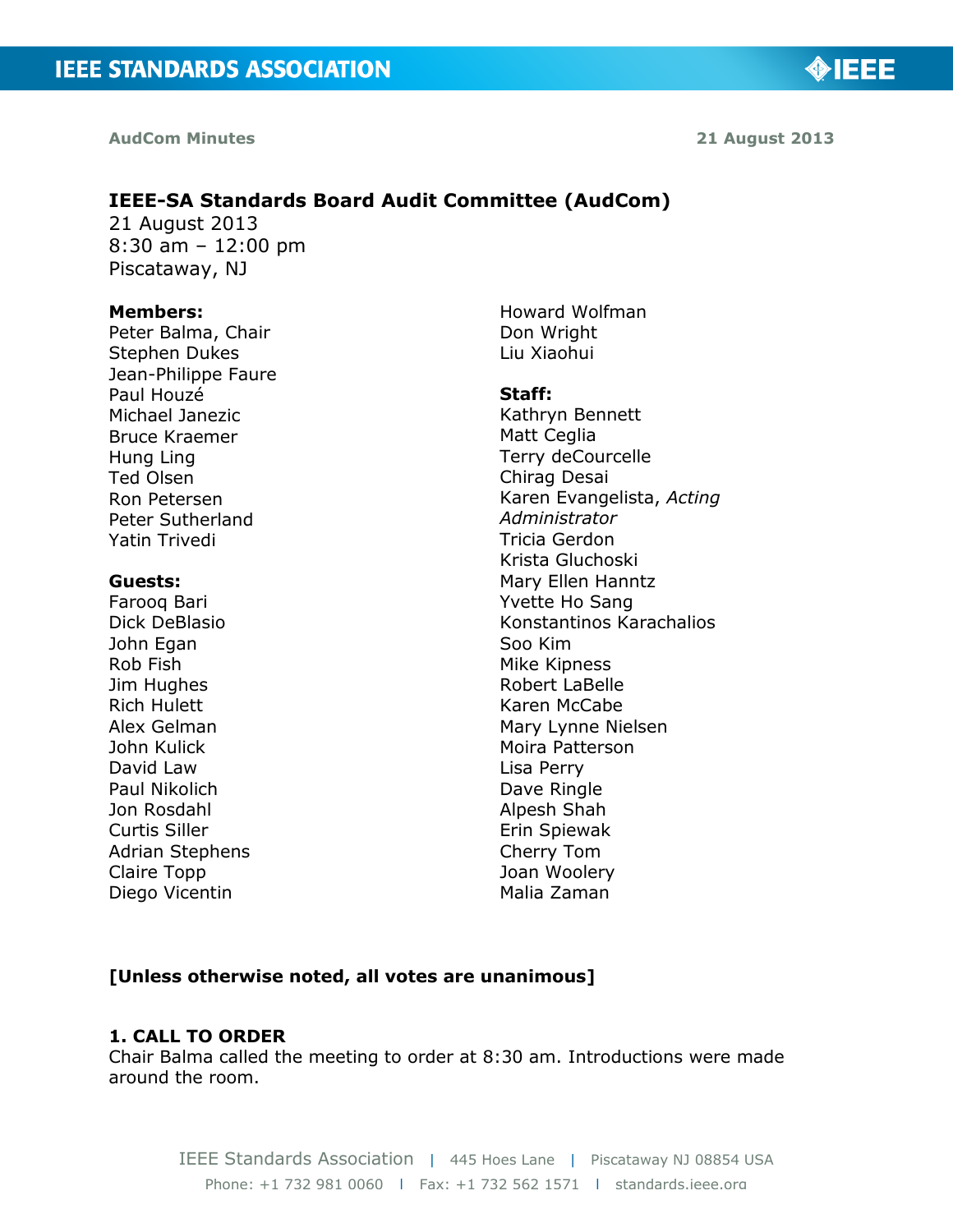AudCom Minutes 21 August 2013

# IEEE-SA Standards Board Audit Committee (AudCom)

21 August 2013
8:30 am – 12:00 pm
Piscataway, NJ

**Members:**
Peter Balma, Chair
Stephen Dukes
Jean-Philippe Faure
Paul Houzé
Michael Janezic
Bruce Kraemer
Hung Ling
Ted Olsen
Ron Petersen
Peter Sutherland
Yatin Trivedi
Howard Wolfman
Don Wright
Liu Xiaohui

**Guests:**
Farooq Bari
Dick DeBlasio
John Egan
Rob Fish
Jim Hughes
Rich Hulett
Alex Gelman
John Kulick
David Law
Paul Nikolich
Jon Rosdahl
Curtis Siller
Adrian Stephens
Claire Topp
Diego Vicentin

**Staff:**
Kathryn Bennett
Matt Ceglia
Terry deCourcelle
Chirag Desai
Karen Evangelista, *Acting Administrator*
Tricia Gerdon
Krista Gluchoski
Mary Ellen Hanntz
Yvette Ho Sang
Konstantinos Karachalios
Soo Kim
Mike Kipness
Robert LaBelle
Karen McCabe
Mary Lynne Nielsen
Moira Patterson
Lisa Perry
Dave Ringle
Alpesh Shah
Erin Spiewak
Cherry Tom
Joan Woolery
Malia Zaman

**[Unless otherwise noted, all votes are unanimous]**

## 1. CALL TO ORDER

Chair Balma called the meeting to order at 8:30 am. Introductions were made around the room.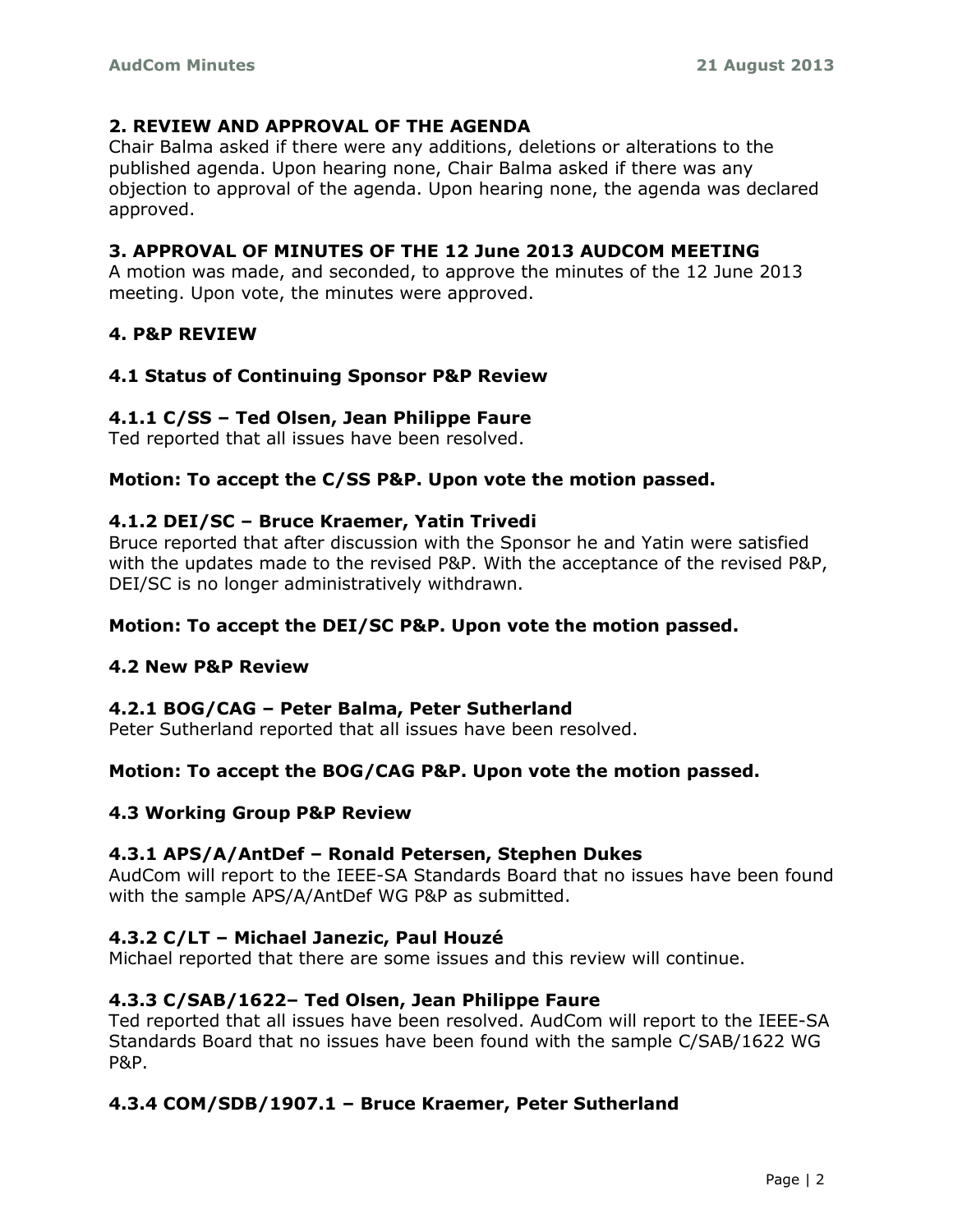## 2. REVIEW AND APPROVAL OF THE AGENDA

Chair Balma asked if there were any additions, deletions or alterations to the published agenda. Upon hearing none, Chair Balma asked if there was any objection to approval of the agenda. Upon hearing none, the agenda was declared approved.

## 3. APPROVAL OF MINUTES OF THE 12 June 2013 AUDCOM MEETING

A motion was made, and seconded, to approve the minutes of the 12 June 2013 meeting. Upon vote, the minutes were approved.

## 4. P&P REVIEW

### 4.1 Status of Continuing Sponsor P&P Review

#### 4.1.1 C/SS – Ted Olsen, Jean Philippe Faure

Ted reported that all issues have been resolved.

**Motion: To accept the C/SS P&P. Upon vote the motion passed.**

#### 4.1.2 DEI/SC – Bruce Kraemer, Yatin Trivedi

Bruce reported that after discussion with the Sponsor he and Yatin were satisfied with the updates made to the revised P&P. With the acceptance of the revised P&P, DEI/SC is no longer administratively withdrawn.

**Motion: To accept the DEI/SC P&P. Upon vote the motion passed.**

### 4.2 New P&P Review

#### 4.2.1 BOG/CAG – Peter Balma, Peter Sutherland

Peter Sutherland reported that all issues have been resolved.

**Motion: To accept the BOG/CAG P&P. Upon vote the motion passed.**

### 4.3 Working Group P&P Review

#### 4.3.1 APS/A/AntDef – Ronald Petersen, Stephen Dukes

AudCom will report to the IEEE-SA Standards Board that no issues have been found with the sample APS/A/AntDef WG P&P as submitted.

#### 4.3.2 C/LT – Michael Janezic, Paul Houzé

Michael reported that there are some issues and this review will continue.

#### 4.3.3 C/SAB/1622– Ted Olsen, Jean Philippe Faure

Ted reported that all issues have been resolved. AudCom will report to the IEEE-SA Standards Board that no issues have been found with the sample C/SAB/1622 WG P&P.

#### 4.3.4 COM/SDB/1907.1 – Bruce Kraemer, Peter Sutherland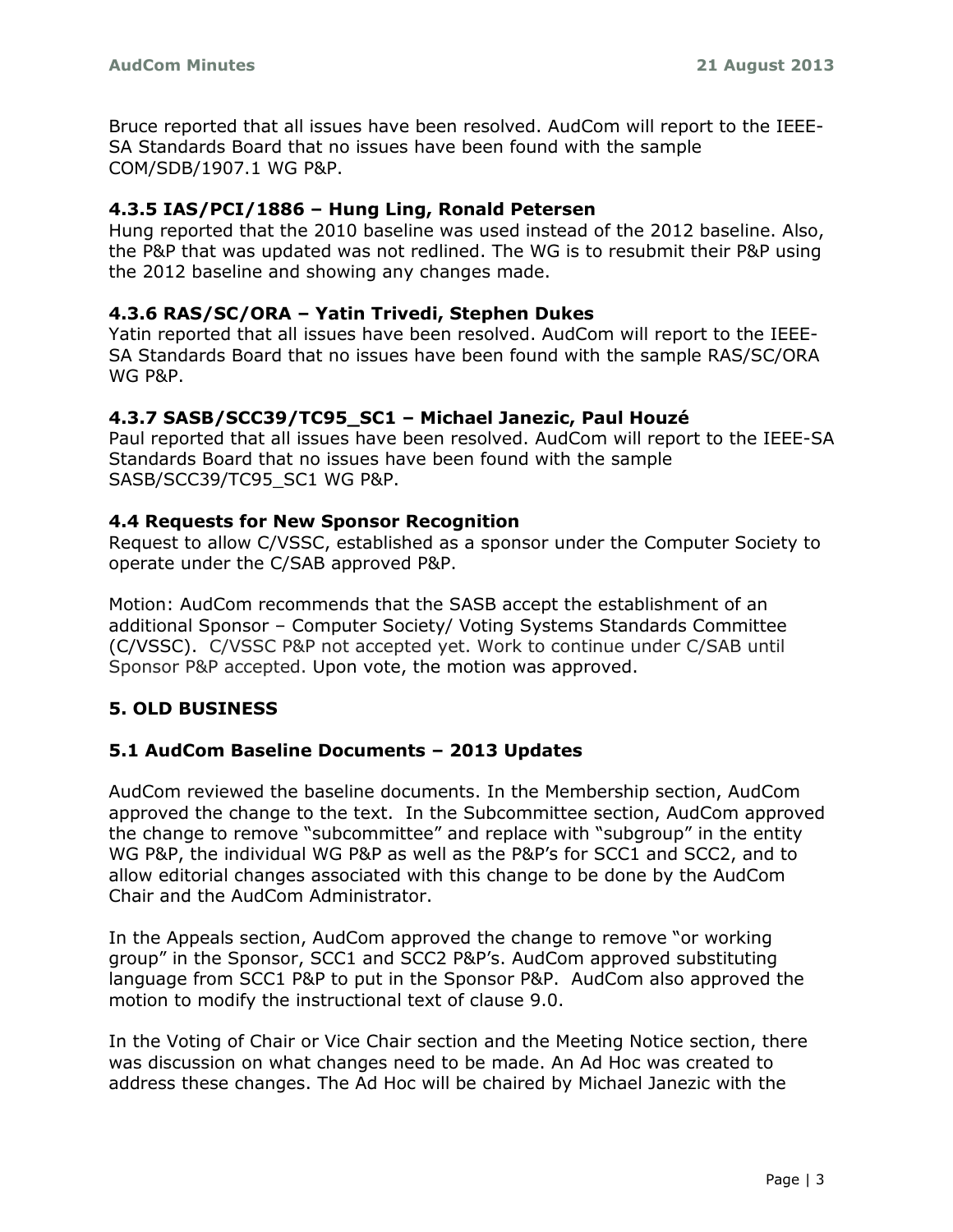Bruce reported that all issues have been resolved. AudCom will report to the IEEE-SA Standards Board that no issues have been found with the sample COM/SDB/1907.1 WG P&P.

### 4.3.5 IAS/PCI/1886 – Hung Ling, Ronald Petersen

Hung reported that the 2010 baseline was used instead of the 2012 baseline. Also, the P&P that was updated was not redlined. The WG is to resubmit their P&P using the 2012 baseline and showing any changes made.

### 4.3.6 RAS/SC/ORA – Yatin Trivedi, Stephen Dukes

Yatin reported that all issues have been resolved. AudCom will report to the IEEE-SA Standards Board that no issues have been found with the sample RAS/SC/ORA WG P&P.

### 4.3.7 SASB/SCC39/TC95_SC1 – Michael Janezic, Paul Houzé

Paul reported that all issues have been resolved. AudCom will report to the IEEE-SA Standards Board that no issues have been found with the sample SASB/SCC39/TC95_SC1 WG P&P.

### 4.4 Requests for New Sponsor Recognition

Request to allow C/VSSC, established as a sponsor under the Computer Society to operate under the C/SAB approved P&P.

Motion: AudCom recommends that the SASB accept the establishment of an additional Sponsor – Computer Society/ Voting Systems Standards Committee (C/VSSC). C/VSSC P&P not accepted yet. Work to continue under C/SAB until Sponsor P&P accepted. Upon vote, the motion was approved.

## 5. OLD BUSINESS

### 5.1 AudCom Baseline Documents – 2013 Updates

AudCom reviewed the baseline documents. In the Membership section, AudCom approved the change to the text. In the Subcommittee section, AudCom approved the change to remove "subcommittee" and replace with "subgroup" in the entity WG P&P, the individual WG P&P as well as the P&P's for SCC1 and SCC2, and to allow editorial changes associated with this change to be done by the AudCom Chair and the AudCom Administrator.

In the Appeals section, AudCom approved the change to remove "or working group" in the Sponsor, SCC1 and SCC2 P&P's. AudCom approved substituting language from SCC1 P&P to put in the Sponsor P&P. AudCom also approved the motion to modify the instructional text of clause 9.0.

In the Voting of Chair or Vice Chair section and the Meeting Notice section, there was discussion on what changes need to be made. An Ad Hoc was created to address these changes. The Ad Hoc will be chaired by Michael Janezic with the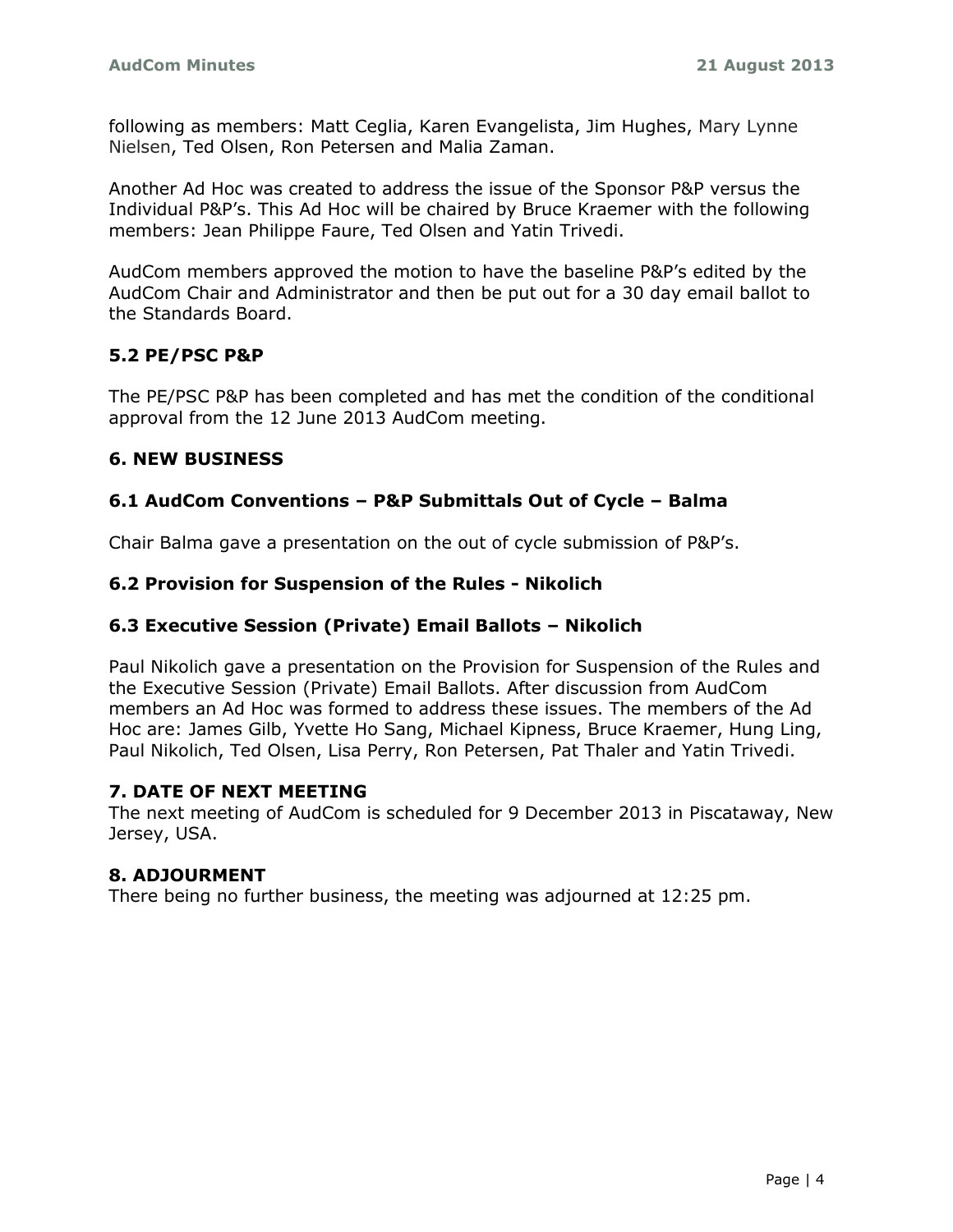following as members: Matt Ceglia, Karen Evangelista, Jim Hughes, Mary Lynne Nielsen, Ted Olsen, Ron Petersen and Malia Zaman.

Another Ad Hoc was created to address the issue of the Sponsor P&P versus the Individual P&P's. This Ad Hoc will be chaired by Bruce Kraemer with the following members: Jean Philippe Faure, Ted Olsen and Yatin Trivedi.

AudCom members approved the motion to have the baseline P&P's edited by the AudCom Chair and Administrator and then be put out for a 30 day email ballot to the Standards Board.

### 5.2 PE/PSC P&P

The PE/PSC P&P has been completed and has met the condition of the conditional approval from the 12 June 2013 AudCom meeting.

## 6. NEW BUSINESS

### 6.1 AudCom Conventions – P&P Submittals Out of Cycle – Balma

Chair Balma gave a presentation on the out of cycle submission of P&P's.

### 6.2 Provision for Suspension of the Rules - Nikolich

### 6.3 Executive Session (Private) Email Ballots – Nikolich

Paul Nikolich gave a presentation on the Provision for Suspension of the Rules and the Executive Session (Private) Email Ballots. After discussion from AudCom members an Ad Hoc was formed to address these issues. The members of the Ad Hoc are: James Gilb, Yvette Ho Sang, Michael Kipness, Bruce Kraemer, Hung Ling, Paul Nikolich, Ted Olsen, Lisa Perry, Ron Petersen, Pat Thaler and Yatin Trivedi.

## 7. DATE OF NEXT MEETING

The next meeting of AudCom is scheduled for 9 December 2013 in Piscataway, New Jersey, USA.

## 8. ADJOURMENT

There being no further business, the meeting was adjourned at 12:25 pm.